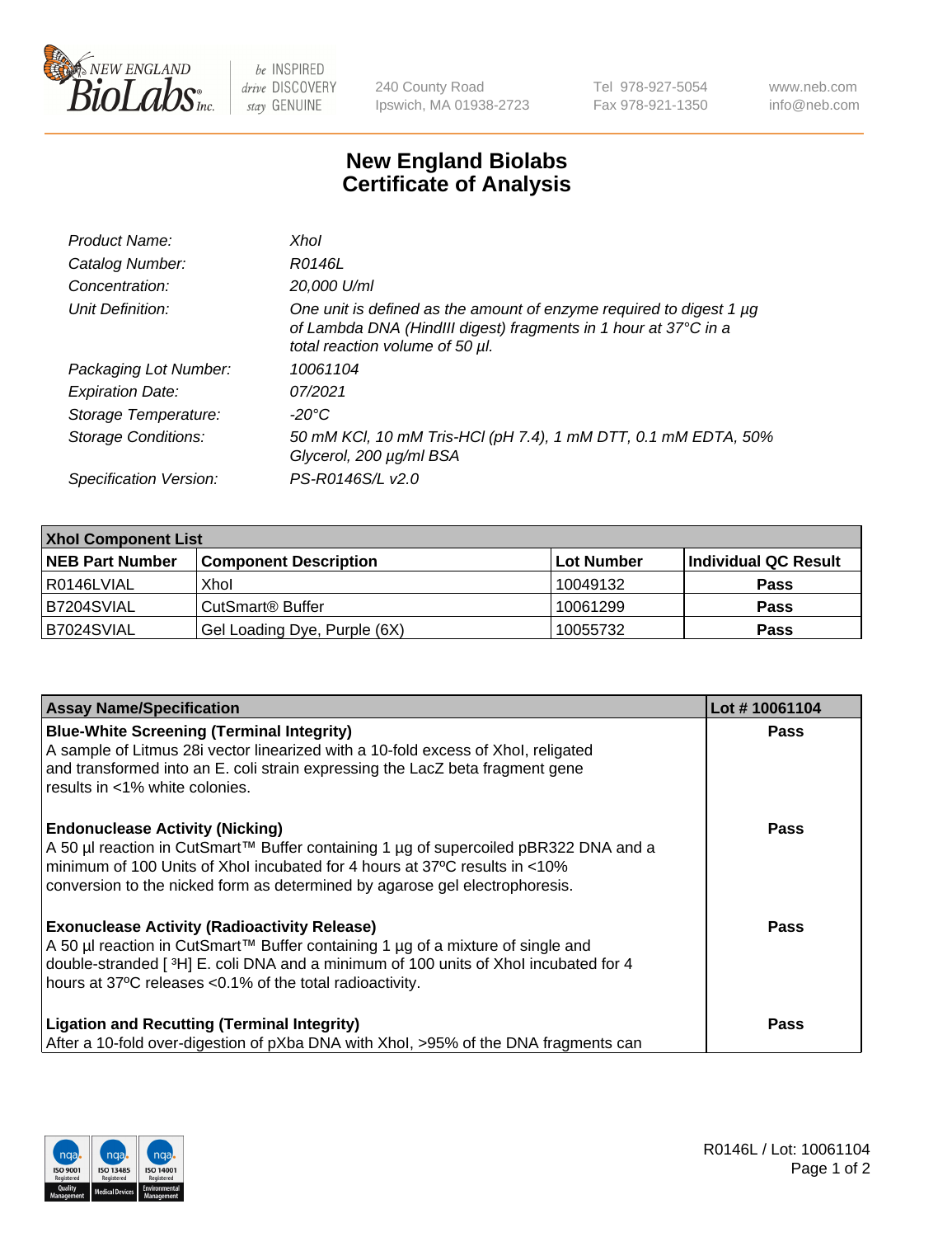# New England Biolabs Certificate of Analysis

| | |
|---|---|
| *Product Name:* | *XhoI* |
| *Catalog Number:* | *R0146L* |
| *Concentration:* | *20,000 U/ml* |
| *Unit Definition:* | *One unit is defined as the amount of enzyme required to digest 1 µg of Lambda DNA (HindIII digest) fragments in 1 hour at 37°C in a total reaction volume of 50 µl.* |
| *Packaging Lot Number:* | *10061104* |
| *Expiration Date:* | *07/2021* |
| *Storage Temperature:* | *-20°C* |
| *Storage Conditions:* | *50 mM KCl, 10 mM Tris-HCl (pH 7.4), 1 mM DTT, 0.1 mM EDTA, 50% Glycerol, 200 µg/ml BSA* |
| *Specification Version:* | *PS-R0146S/L v2.0* |

| XhoI Component List | | | |
|---|---|---|---|
| **NEB Part Number** | **Component Description** | **Lot Number** | **Individual QC Result** |
| R0146LVIAL | XhoI | 10049132 | **Pass** |
| B7204SVIAL | CutSmart® Buffer | 10061299 | **Pass** |
| B7024SVIAL | Gel Loading Dye, Purple (6X) | 10055732 | **Pass** |

| Assay Name/Specification | Lot # 10061104 |
|---|---|
| **Blue-White Screening (Terminal Integrity)**<br>A sample of Litmus 28i vector linearized with a 10-fold excess of XhoI, religated and transformed into an E. coli strain expressing the LacZ beta fragment gene results in <1% white colonies. | **Pass** |
| **Endonuclease Activity (Nicking)**<br>A 50 µl reaction in CutSmart™ Buffer containing 1 µg of supercoiled pBR322 DNA and a minimum of 100 Units of XhoI incubated for 4 hours at 37ºC results in <10% conversion to the nicked form as determined by agarose gel electrophoresis. | **Pass** |
| **Exonuclease Activity (Radioactivity Release)**<br>A 50 µl reaction in CutSmart™ Buffer containing 1 µg of a mixture of single and double-stranded [ $^{3}$H] E. coli DNA and a minimum of 100 units of XhoI incubated for 4 hours at 37ºC releases <0.1% of the total radioactivity. | **Pass** |
| **Ligation and Recutting (Terminal Integrity)**<br>After a 10-fold over-digestion of pXba DNA with XhoI, >95% of the DNA fragments can | **Pass** |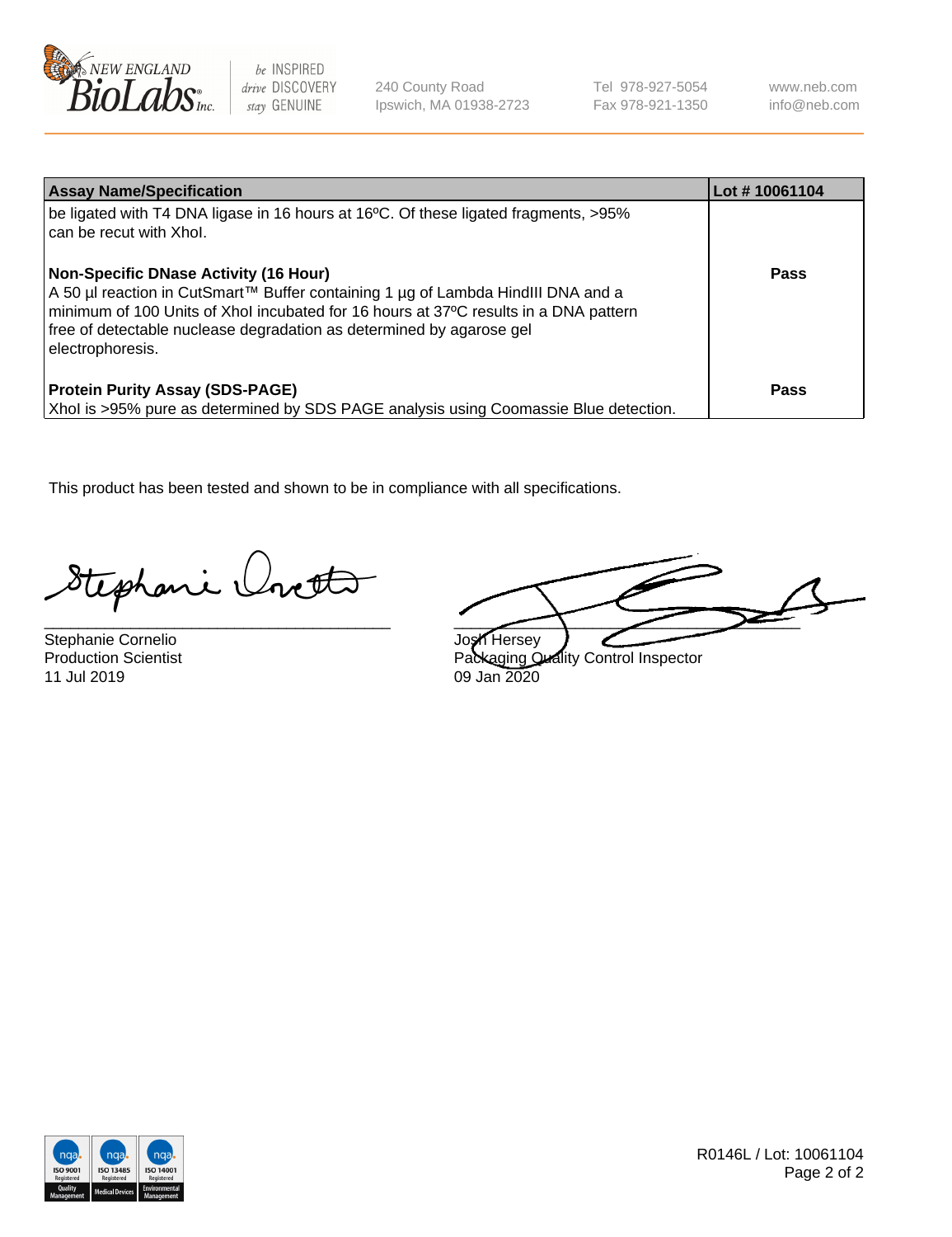| Assay Name/Specification | Lot # 10061104 |
| --- | --- |
| be ligated with T4 DNA ligase in 16 hours at 16ºC. Of these ligated fragments, >95% can be recut with XhoI. | |
| **Non-Specific DNase Activity (16 Hour)**<br>A 50 µl reaction in CutSmart™ Buffer containing 1 µg of Lambda HindIII DNA and a minimum of 100 Units of XhoI incubated for 16 hours at 37ºC results in a DNA pattern free of detectable nuclease degradation as determined by agarose gel electrophoresis. | **Pass** |
| **Protein Purity Assay (SDS-PAGE)**<br>XhoI is >95% pure as determined by SDS PAGE analysis using Coomassie Blue detection. | **Pass** |

This product has been tested and shown to be in compliance with all specifications.

Stephanie Cornelio
Production Scientist
11 Jul 2019

Josh Hersey
Packaging Quality Control Inspector
09 Jan 2020

R0146L / Lot: 10061104